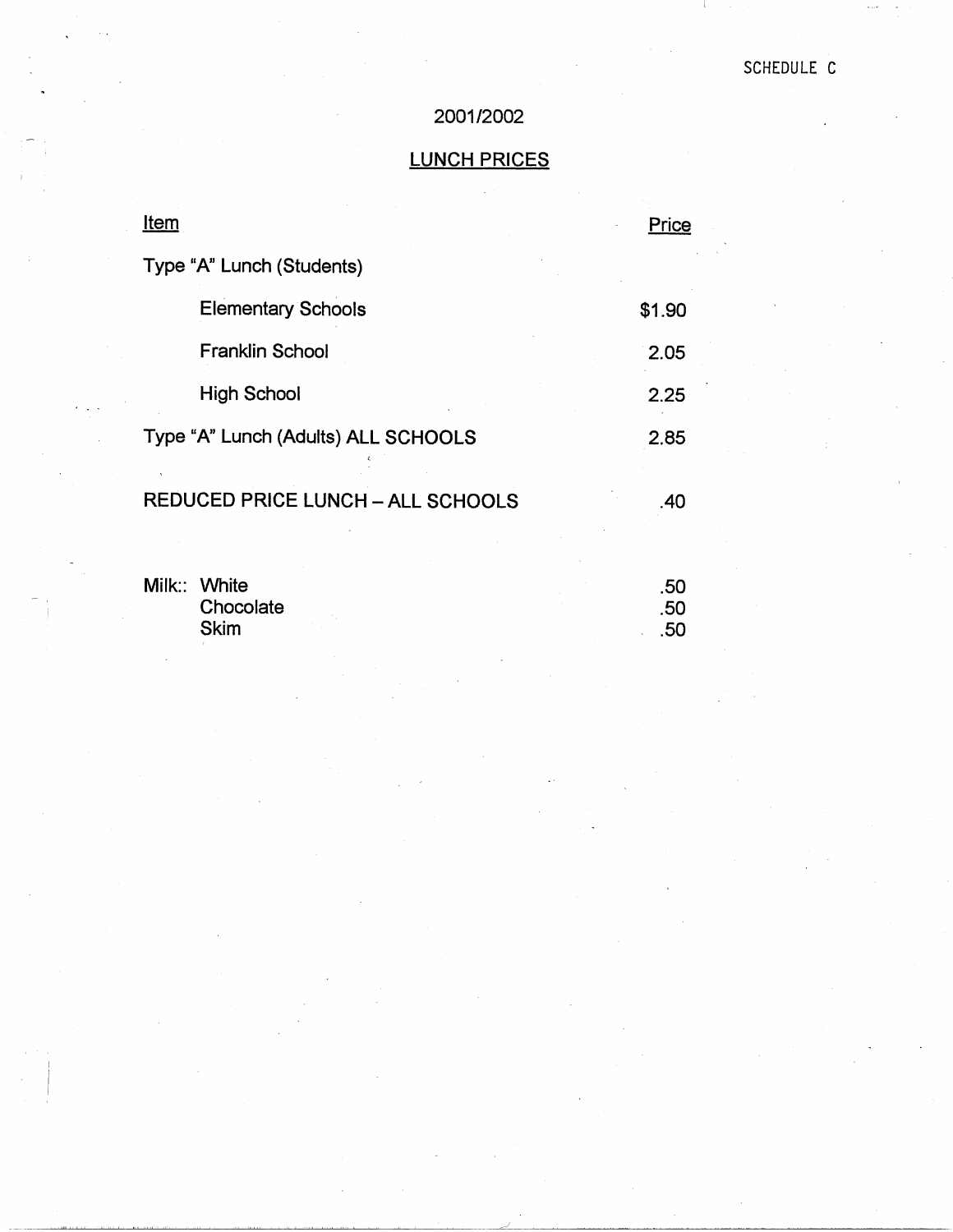SCHEDULE C

## 2001/2002

## LUNCH PRICES

| Item | Price |
|---|---|
| Type "A" Lunch (Students) | |
| Elementary Schools | $1.90 |
| Franklin School | 2.05 |
| High School | 2.25 |
| Type "A" Lunch (Adults) ALL SCHOOLS | 2.85 |
| REDUCED PRICE LUNCH – ALL SCHOOLS | .40 |
| Milk:: White | .50 |
| Chocolate | .50 |
| Skim | .50 |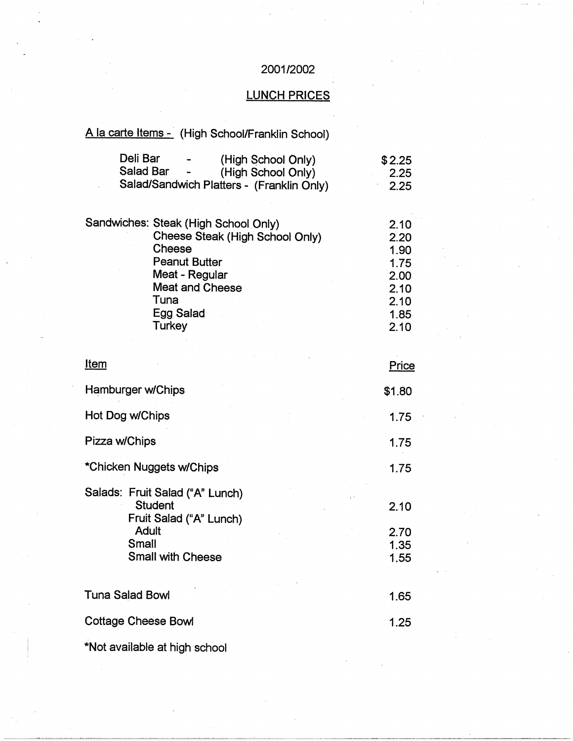# 2001/2002

## LUNCH PRICES

A la carte Items - (High School/Franklin School)

| Item | Price |
|---|---|
| Deli Bar - (High School Only) | $2.25 |
| Salad Bar - (High School Only) | 2.25 |
| Salad/Sandwich Platters - (Franklin Only) | 2.25 |

| Sandwiches: | | |
|---|---|---|
| Sandwiches: | Steak (High School Only) | 2.10 |
| | Cheese Steak (High School Only) | 2.20 |
| | Cheese | 1.90 |
| | Peanut Butter | 1.75 |
| | Meat - Regular | 2.00 |
| | Meat and Cheese | 2.10 |
| | Tuna | 2.10 |
| | Egg Salad | 1.85 |
| | Turkey | 2.10 |

| Item | Price |
|---|---|
| Hamburger w/Chips | $1.80 |
| Hot Dog w/Chips | 1.75 |
| Pizza w/Chips | 1.75 |
| *Chicken Nuggets w/Chips | 1.75 |
| Salads: Fruit Salad ("A" Lunch) Student | 2.10 |
| Fruit Salad ("A" Lunch) Adult | 2.70 |
| Small | 1.35 |
| Small with Cheese | 1.55 |
| Tuna Salad Bowl | 1.65 |
| Cottage Cheese Bowl | 1.25 |

*Not available at high school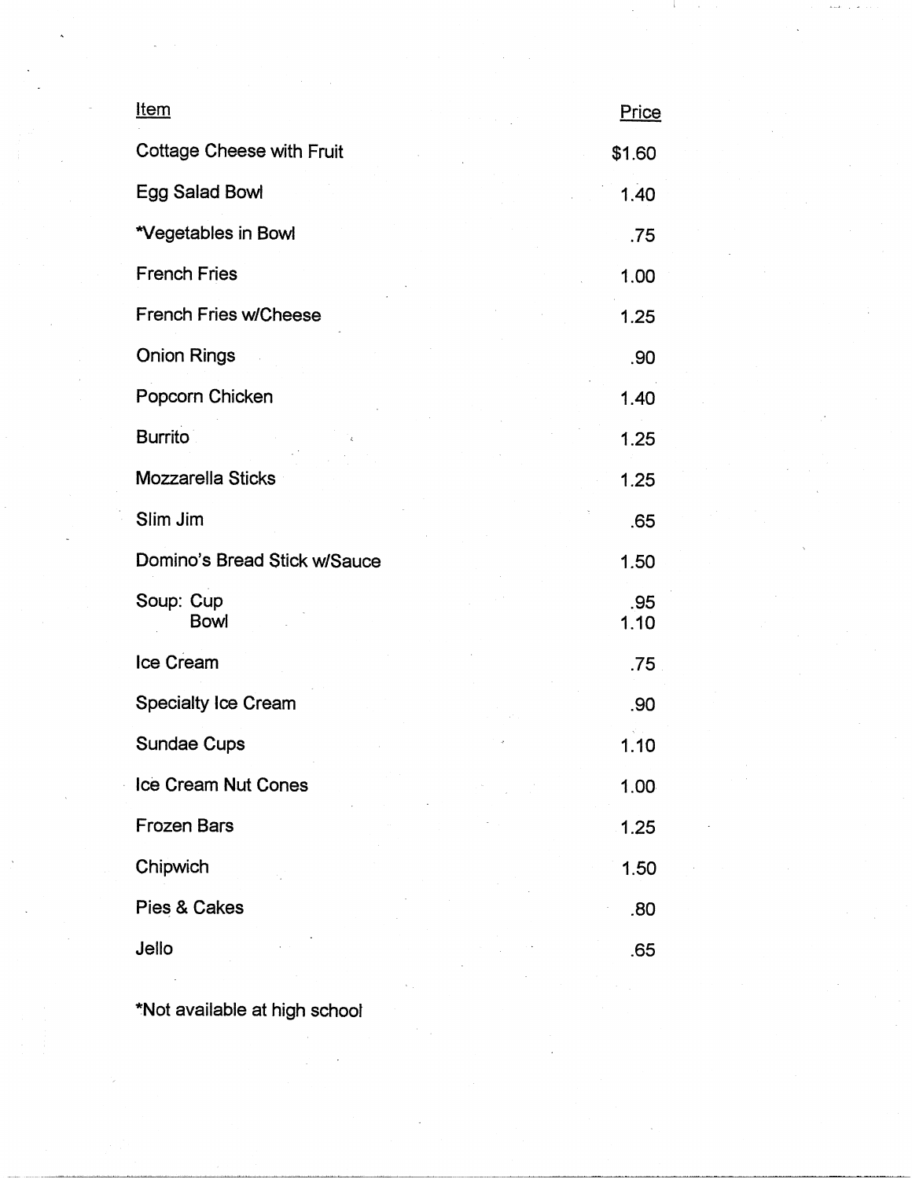| Item | Price |
| --- | --- |
| Cottage Cheese with Fruit | $1.60 |
| Egg Salad Bowl | 1.40 |
| *Vegetables in Bowl | .75 |
| French Fries | 1.00 |
| French Fries w/Cheese | 1.25 |
| Onion Rings | .90 |
| Popcorn Chicken | 1.40 |
| Burrito | 1.25 |
| Mozzarella Sticks | 1.25 |
| Slim Jim | .65 |
| Domino's Bread Stick w/Sauce | 1.50 |
| Soup: Cup | .95 |
| Bowl | 1.10 |
| Ice Cream | .75 |
| Specialty Ice Cream | .90 |
| Sundae Cups | 1.10 |
| Ice Cream Nut Cones | 1.00 |
| Frozen Bars | 1.25 |
| Chipwich | 1.50 |
| Pies & Cakes | .80 |
| Jello | .65 |

*Not available at high school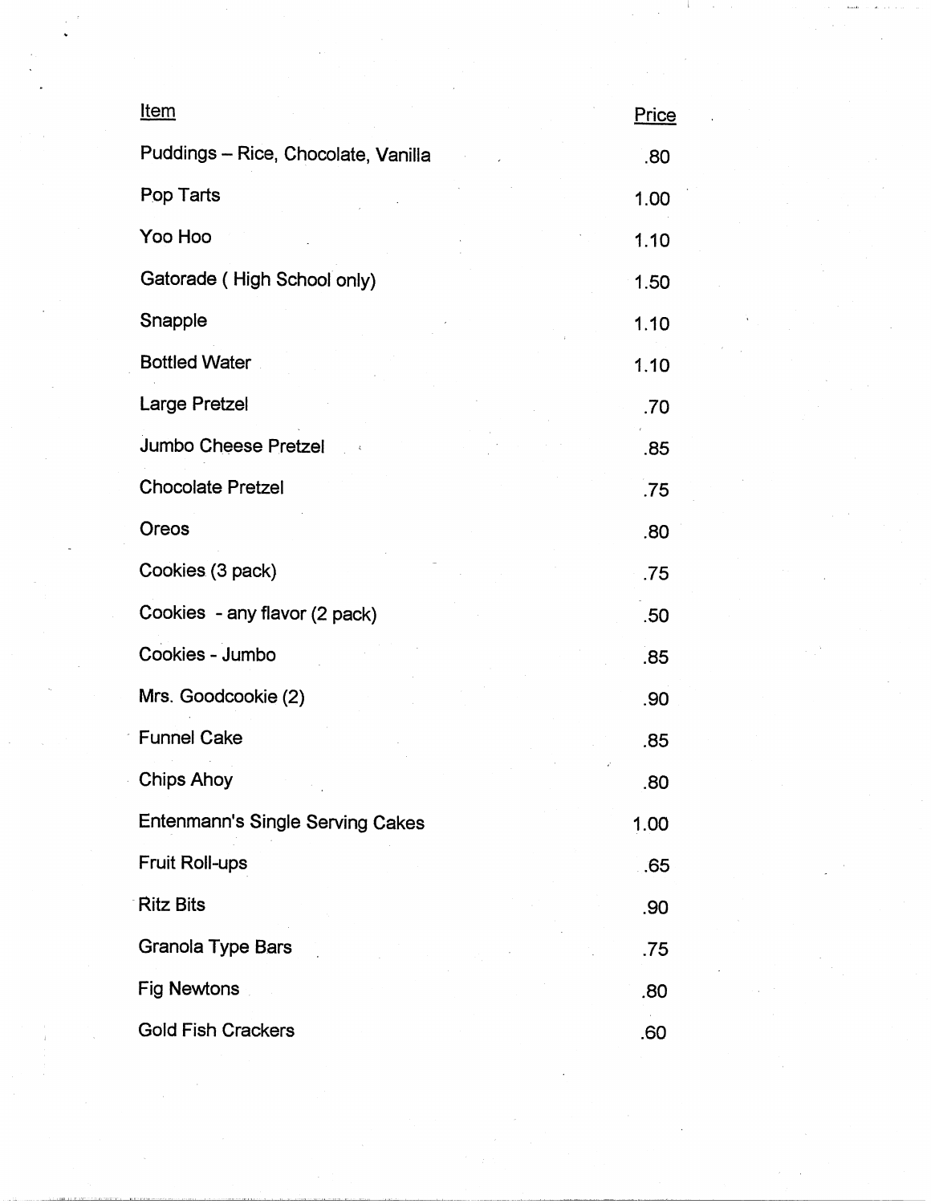| Item | Price |
| --- | --- |
| Puddings – Rice, Chocolate, Vanilla | .80 |
| Pop Tarts | 1.00 |
| Yoo Hoo | 1.10 |
| Gatorade ( High School only) | 1.50 |
| Snapple | 1.10 |
| Bottled Water | 1.10 |
| Large Pretzel | .70 |
| Jumbo Cheese Pretzel | .85 |
| Chocolate Pretzel | .75 |
| Oreos | .80 |
| Cookies (3 pack) | .75 |
| Cookies - any flavor (2 pack) | .50 |
| Cookies - Jumbo | .85 |
| Mrs. Goodcookie (2) | .90 |
| Funnel Cake | .85 |
| Chips Ahoy | .80 |
| Entenmann's Single Serving Cakes | 1.00 |
| Fruit Roll-ups | .65 |
| Ritz Bits | .90 |
| Granola Type Bars | .75 |
| Fig Newtons | .80 |
| Gold Fish Crackers | .60 |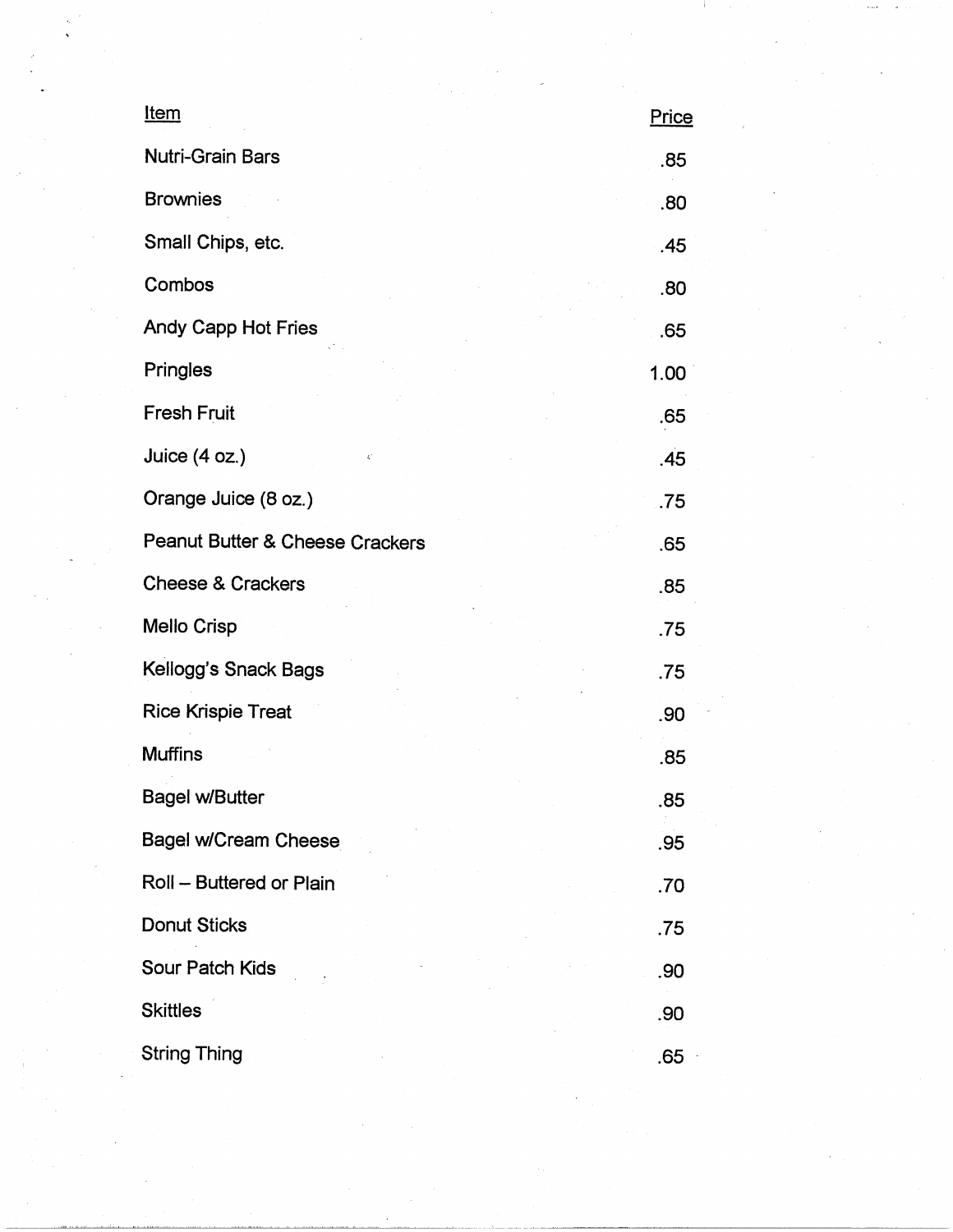| Item | Price |
|---|---|
| Nutri-Grain Bars | .85 |
| Brownies | .80 |
| Small Chips, etc. | .45 |
| Combos | .80 |
| Andy Capp Hot Fries | .65 |
| Pringles | 1.00 |
| Fresh Fruit | .65 |
| Juice (4 oz.) | .45 |
| Orange Juice (8 oz.) | .75 |
| Peanut Butter & Cheese Crackers | .65 |
| Cheese & Crackers | .85 |
| Mello Crisp | .75 |
| Kellogg's Snack Bags | .75 |
| Rice Krispie Treat | .90 |
| Muffins | .85 |
| Bagel w/Butter | .85 |
| Bagel w/Cream Cheese | .95 |
| Roll – Buttered or Plain | .70 |
| Donut Sticks | .75 |
| Sour Patch Kids | .90 |
| Skittles | .90 |
| String Thing | .65 |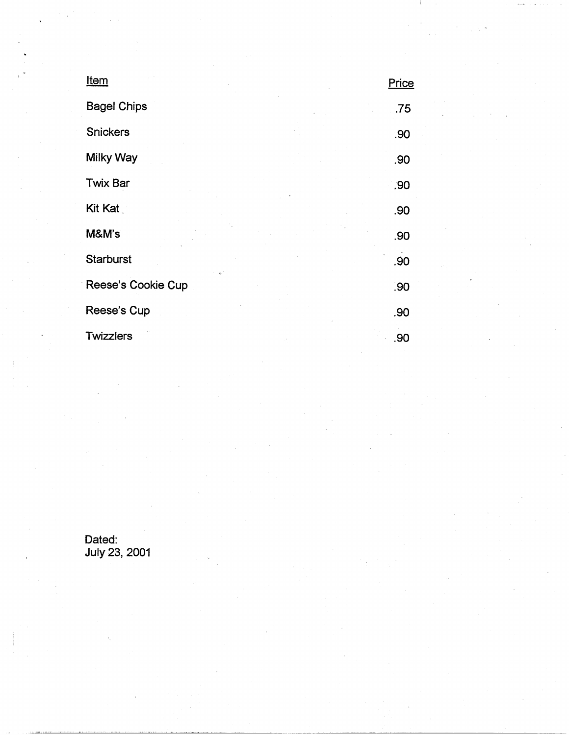| Item | Price |
|---|---|
| Bagel Chips | .75 |
| Snickers | .90 |
| Milky Way | .90 |
| Twix Bar | .90 |
| Kit Kat | .90 |
| M&M's | .90 |
| Starburst | .90 |
| Reese's Cookie Cup | .90 |
| Reese's Cup | .90 |
| Twizzlers | .90 |

Dated:
July 23, 2001